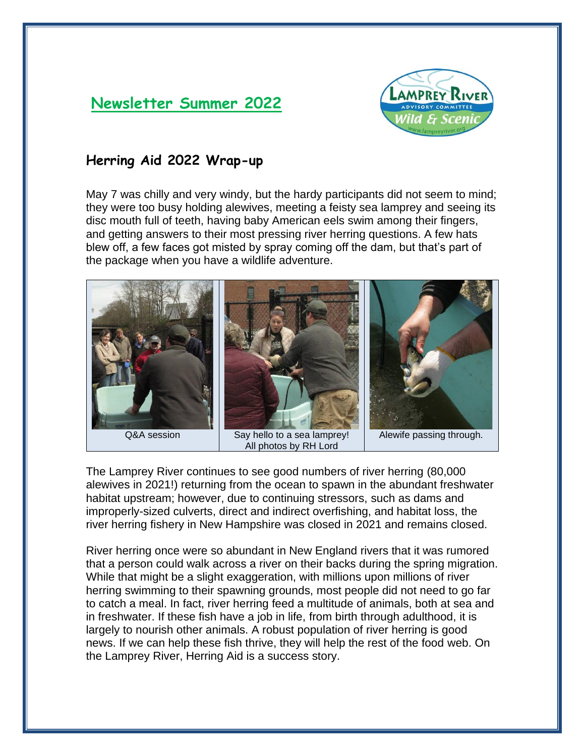# Newsletter Summer 2022

## Herring Aid 2022 Wrap-up

May 7 was chilly and very windy, but the hardy participants did not seem to mind; they were too busy holding alewives, meeting a feisty sea lamprey and seeing its disc mouth full of teeth, having baby American eels swim among their fingers, and getting answers to their most pressing river herring questions. A few hats blew off, a few faces got misted by spray coming off the dam, but that's part of the package when you have a wildlife adventure.

| Q&A session | Say hello to a sea lamprey! All photos by RH Lord | Alewife passing through. |
|---|---|---|

The Lamprey River continues to see good numbers of river herring (80,000 alewives in 2021!) returning from the ocean to spawn in the abundant freshwater habitat upstream; however, due to continuing stressors, such as dams and improperly-sized culverts, direct and indirect overfishing, and habitat loss, the river herring fishery in New Hampshire was closed in 2021 and remains closed.

River herring once were so abundant in New England rivers that it was rumored that a person could walk across a river on their backs during the spring migration. While that might be a slight exaggeration, with millions upon millions of river herring swimming to their spawning grounds, most people did not need to go far to catch a meal. In fact, river herring feed a multitude of animals, both at sea and in freshwater. If these fish have a job in life, from birth through adulthood, it is largely to nourish other animals. A robust population of river herring is good news. If we can help these fish thrive, they will help the rest of the food web. On the Lamprey River, Herring Aid is a success story.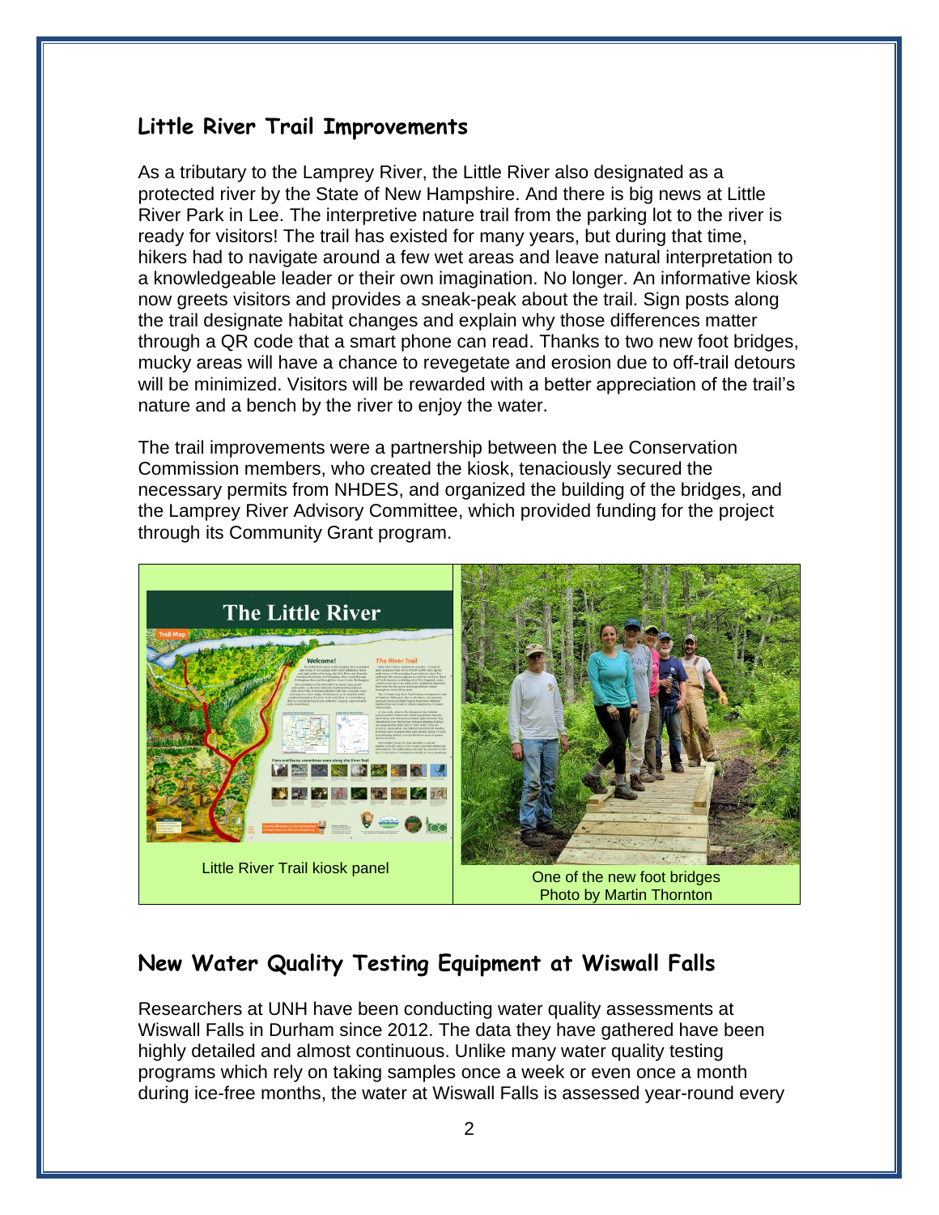## Little River Trail Improvements

As a tributary to the Lamprey River, the Little River also designated as a protected river by the State of New Hampshire. And there is big news at Little River Park in Lee. The interpretive nature trail from the parking lot to the river is ready for visitors! The trail has existed for many years, but during that time, hikers had to navigate around a few wet areas and leave natural interpretation to a knowledgeable leader or their own imagination. No longer. An informative kiosk now greets visitors and provides a sneak-peak about the trail. Sign posts along the trail designate habitat changes and explain why those differences matter through a QR code that a smart phone can read. Thanks to two new foot bridges, mucky areas will have a chance to revegetate and erosion due to off-trail detours will be minimized. Visitors will be rewarded with a better appreciation of the trail's nature and a bench by the river to enjoy the water.

The trail improvements were a partnership between the Lee Conservation Commission members, who created the kiosk, tenaciously secured the necessary permits from NHDES, and organized the building of the bridges, and the Lamprey River Advisory Committee, which provided funding for the project through its Community Grant program.

Little River Trail kiosk panel

One of the new foot bridges
Photo by Martin Thornton

## New Water Quality Testing Equipment at Wiswall Falls

Researchers at UNH have been conducting water quality assessments at Wiswall Falls in Durham since 2012. The data they have gathered have been highly detailed and almost continuous. Unlike many water quality testing programs which rely on taking samples once a week or even once a month during ice-free months, the water at Wiswall Falls is assessed year-round every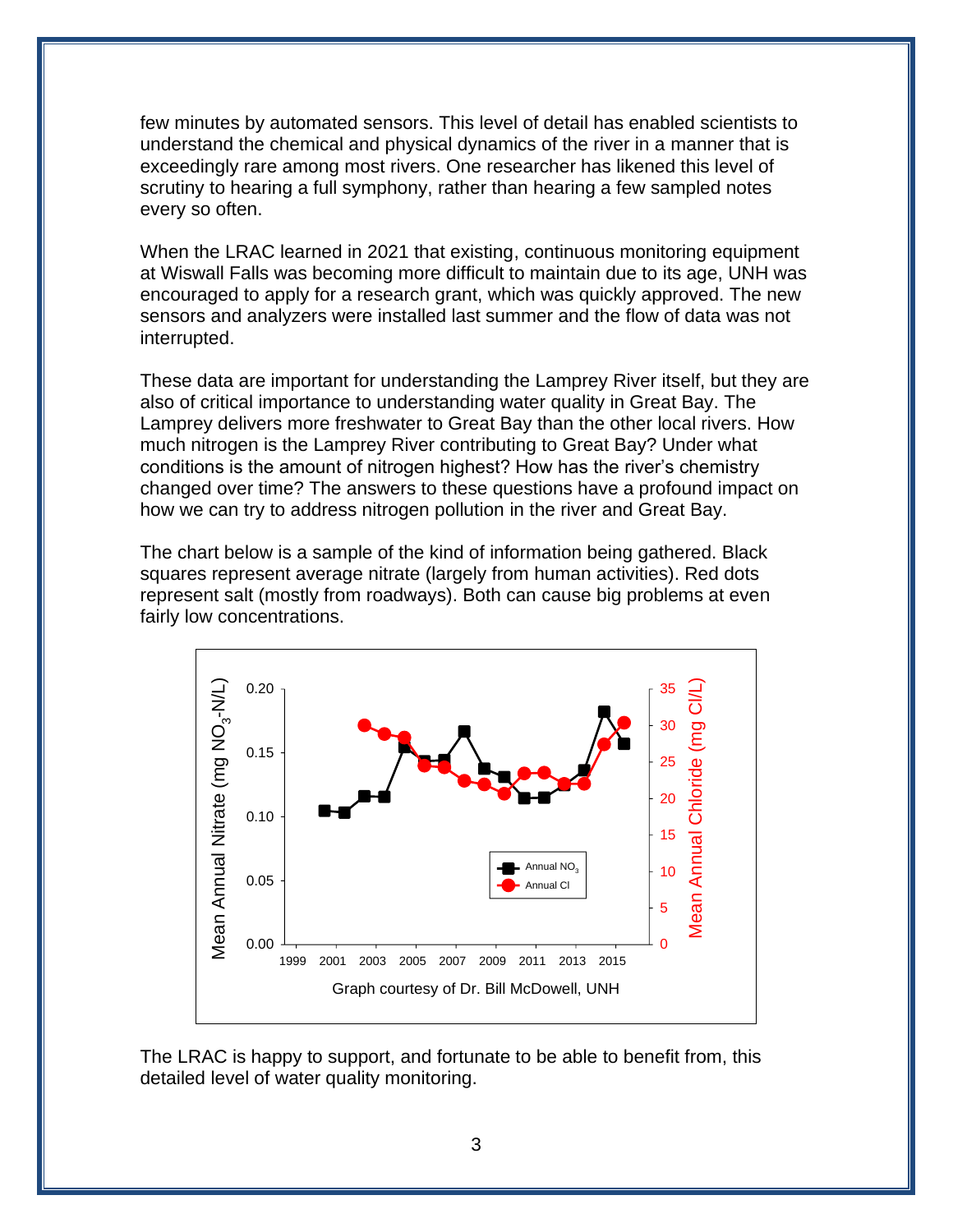few minutes by automated sensors. This level of detail has enabled scientists to understand the chemical and physical dynamics of the river in a manner that is exceedingly rare among most rivers. One researcher has likened this level of scrutiny to hearing a full symphony, rather than hearing a few sampled notes every so often.

When the LRAC learned in 2021 that existing, continuous monitoring equipment at Wiswall Falls was becoming more difficult to maintain due to its age, UNH was encouraged to apply for a research grant, which was quickly approved. The new sensors and analyzers were installed last summer and the flow of data was not interrupted.

These data are important for understanding the Lamprey River itself, but they are also of critical importance to understanding water quality in Great Bay. The Lamprey delivers more freshwater to Great Bay than the other local rivers. How much nitrogen is the Lamprey River contributing to Great Bay? Under what conditions is the amount of nitrogen highest? How has the river's chemistry changed over time? The answers to these questions have a profound impact on how we can try to address nitrogen pollution in the river and Great Bay.

The chart below is a sample of the kind of information being gathered. Black squares represent average nitrate (largely from human activities). Red dots represent salt (mostly from roadways). Both can cause big problems at even fairly low concentrations.

Mean Annual Nitrate (mg $NO_3$-N/L)

0.20
0.15
0.10
0.05
0.00

Mean Annual Chloride (mg Cl/L)

35
30
25
20
15
10
5
0

1999 2001 2003 2005 2007 2009 2011 2013 2015

Annual $NO_3$

Annual Cl

Graph courtesy of Dr. Bill McDowell, UNH

The LRAC is happy to support, and fortunate to be able to benefit from, this detailed level of water quality monitoring.